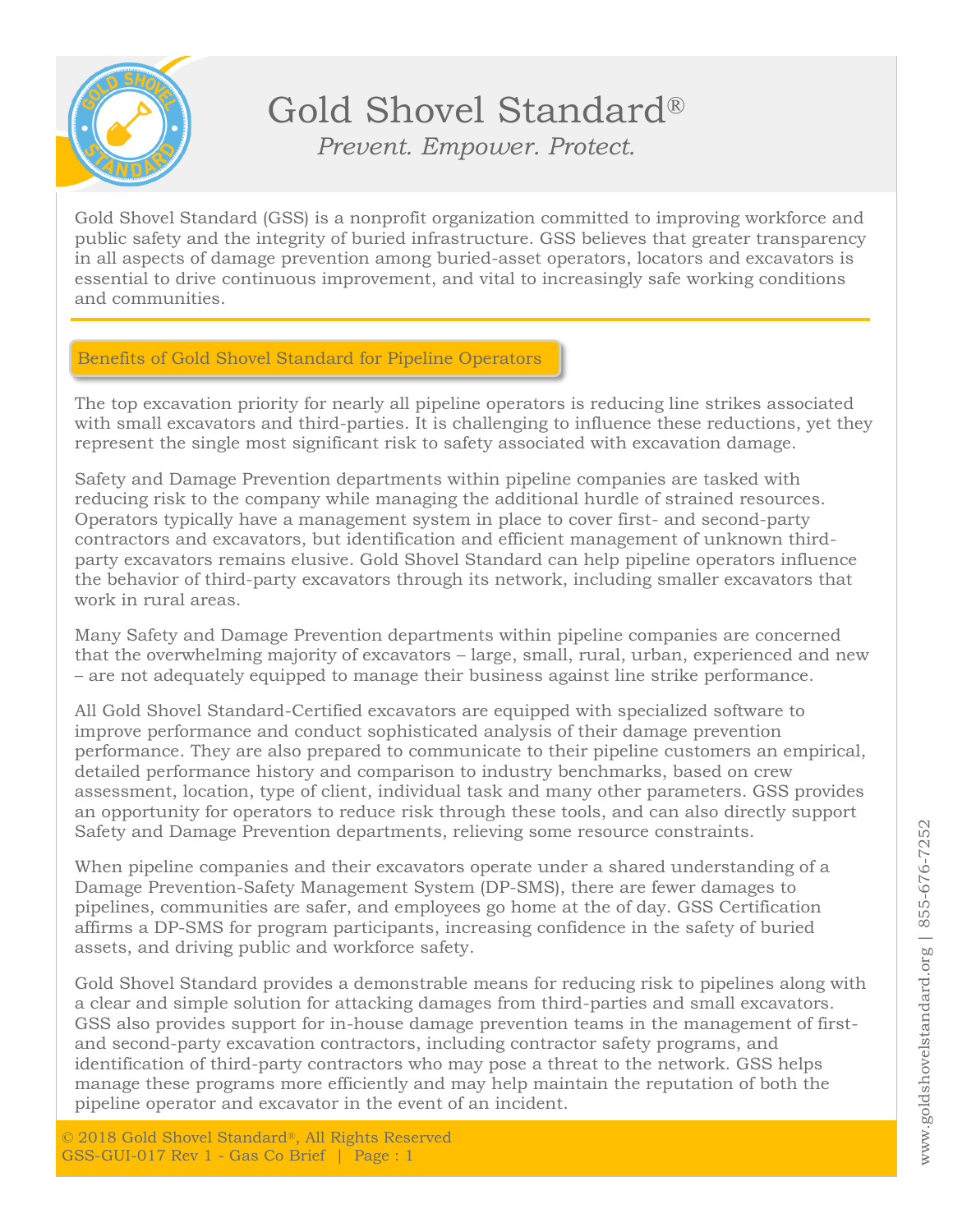# Gold Shovel Standard®

*Prevent. Empower. Protect.*

Gold Shovel Standard (GSS) is a nonprofit organization committed to improving workforce and public safety and the integrity of buried infrastructure. GSS believes that greater transparency in all aspects of damage prevention among buried-asset operators, locators and excavators is essential to drive continuous improvement, and vital to increasingly safe working conditions and communities.

## Benefits of Gold Shovel Standard for Pipeline Operators

The top excavation priority for nearly all pipeline operators is reducing line strikes associated with small excavators and third-parties. It is challenging to influence these reductions, yet they represent the single most significant risk to safety associated with excavation damage.

Safety and Damage Prevention departments within pipeline companies are tasked with reducing risk to the company while managing the additional hurdle of strained resources. Operators typically have a management system in place to cover first- and second-party contractors and excavators, but identification and efficient management of unknown third-party excavators remains elusive. Gold Shovel Standard can help pipeline operators influence the behavior of third-party excavators through its network, including smaller excavators that work in rural areas.

Many Safety and Damage Prevention departments within pipeline companies are concerned that the overwhelming majority of excavators – large, small, rural, urban, experienced and new – are not adequately equipped to manage their business against line strike performance.

All Gold Shovel Standard-Certified excavators are equipped with specialized software to improve performance and conduct sophisticated analysis of their damage prevention performance. They are also prepared to communicate to their pipeline customers an empirical, detailed performance history and comparison to industry benchmarks, based on crew assessment, location, type of client, individual task and many other parameters. GSS provides an opportunity for operators to reduce risk through these tools, and can also directly support Safety and Damage Prevention departments, relieving some resource constraints.

When pipeline companies and their excavators operate under a shared understanding of a Damage Prevention-Safety Management System (DP-SMS), there are fewer damages to pipelines, communities are safer, and employees go home at the of day. GSS Certification affirms a DP-SMS for program participants, increasing confidence in the safety of buried assets, and driving public and workforce safety.

Gold Shovel Standard provides a demonstrable means for reducing risk to pipelines along with a clear and simple solution for attacking damages from third-parties and small excavators. GSS also provides support for in-house damage prevention teams in the management of first- and second-party excavation contractors, including contractor safety programs, and identification of third-party contractors who may pose a threat to the network. GSS helps manage these programs more efficiently and may help maintain the reputation of both the pipeline operator and excavator in the event of an incident.

© 2018 Gold Shovel Standard®, All Rights Reserved
GSS-GUI-017 Rev 1 - Gas Co Brief

www.goldshovelstandard.org | 855-676-7252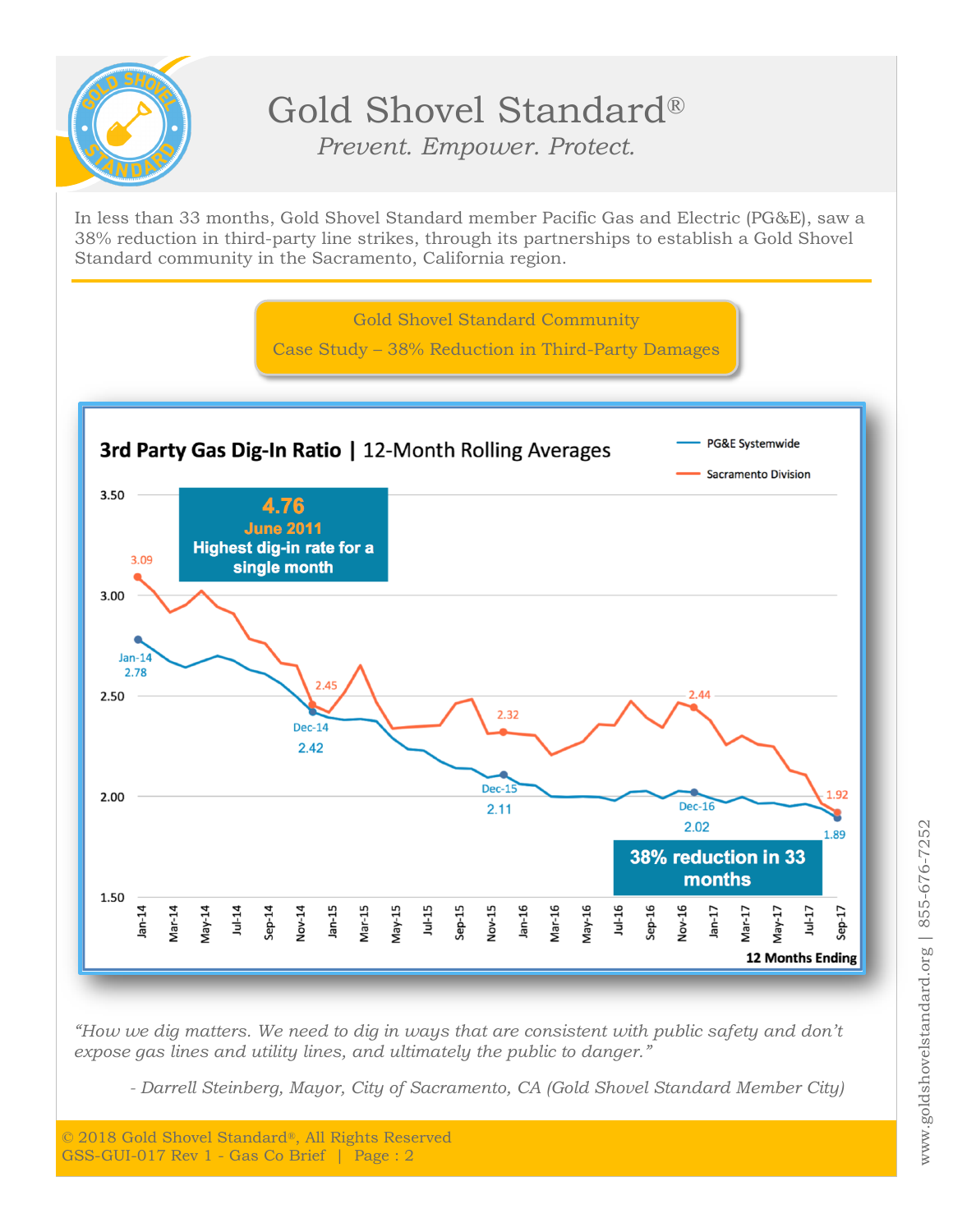# Gold Shovel Standard®

*Prevent. Empower. Protect.*

In less than 33 months, Gold Shovel Standard member Pacific Gas and Electric (PG&E), saw a 38% reduction in third-party line strikes, through its partnerships to establish a Gold Shovel Standard community in the Sacramento, California region.

Gold Shovel Standard Community

Case Study – 38% Reduction in Third-Party Damages

**3rd Party Gas Dig-In Ratio** | 12-Month Rolling Averages

PG&E Systemwide

Sacramento Division

**4.76**
**June 2011**
**Highest dig-in rate for a single month**

3.09

Jan-14 2.78

2.45

Dec-14 2.42

2.32

Dec-15 2.11

2.44

Dec-16 2.02

1.92

1.89

**38% reduction in 33 months**

3.50, 3.00, 2.50, 2.00, 1.50

Jan-14, Mar-14, May-14, Jul-14, Sep-14, Nov-14, Jan-15, Mar-15, May-15, Jul-15, Sep-15, Nov-15, Jan-16, Mar-16, May-16, Jul-16, Sep-16, Nov-16, Jan-17, Mar-17, May-17, Jul-17, Sep-17

**12 Months Ending**

*"How we dig matters. We need to dig in ways that are consistent with public safety and don't expose gas lines and utility lines, and ultimately the public to danger."*

*- Darrell Steinberg, Mayor, City of Sacramento, CA (Gold Shovel Standard Member City)*

© 2018 Gold Shovel Standard®, All Rights Reserved
GSS-GUI-017 Rev 1 - Gas Co Brief

www.goldshovelstandard.org | 855-676-7252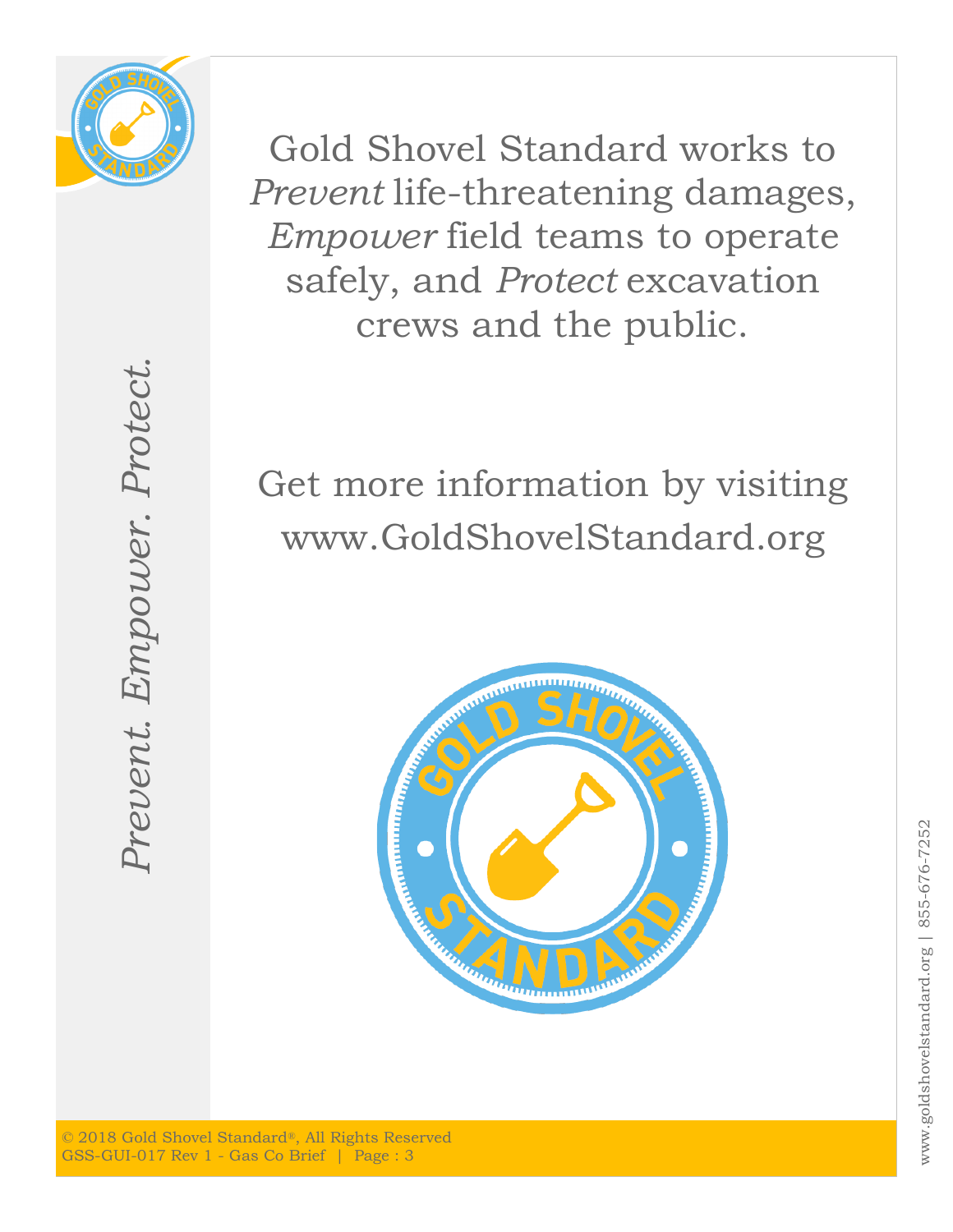*Prevent. Empower. Protect.*

Gold Shovel Standard works to *Prevent* life-threatening damages, *Empower* field teams to operate safely, and *Protect* excavation crews and the public.

Get more information by visiting www.GoldShovelStandard.org

www.goldshovelstandard.org | 855-676-7252

© 2018 Gold Shovel Standard®, All Rights Reserved
GSS-GUI-017 Rev 1 - Gas Co Brief